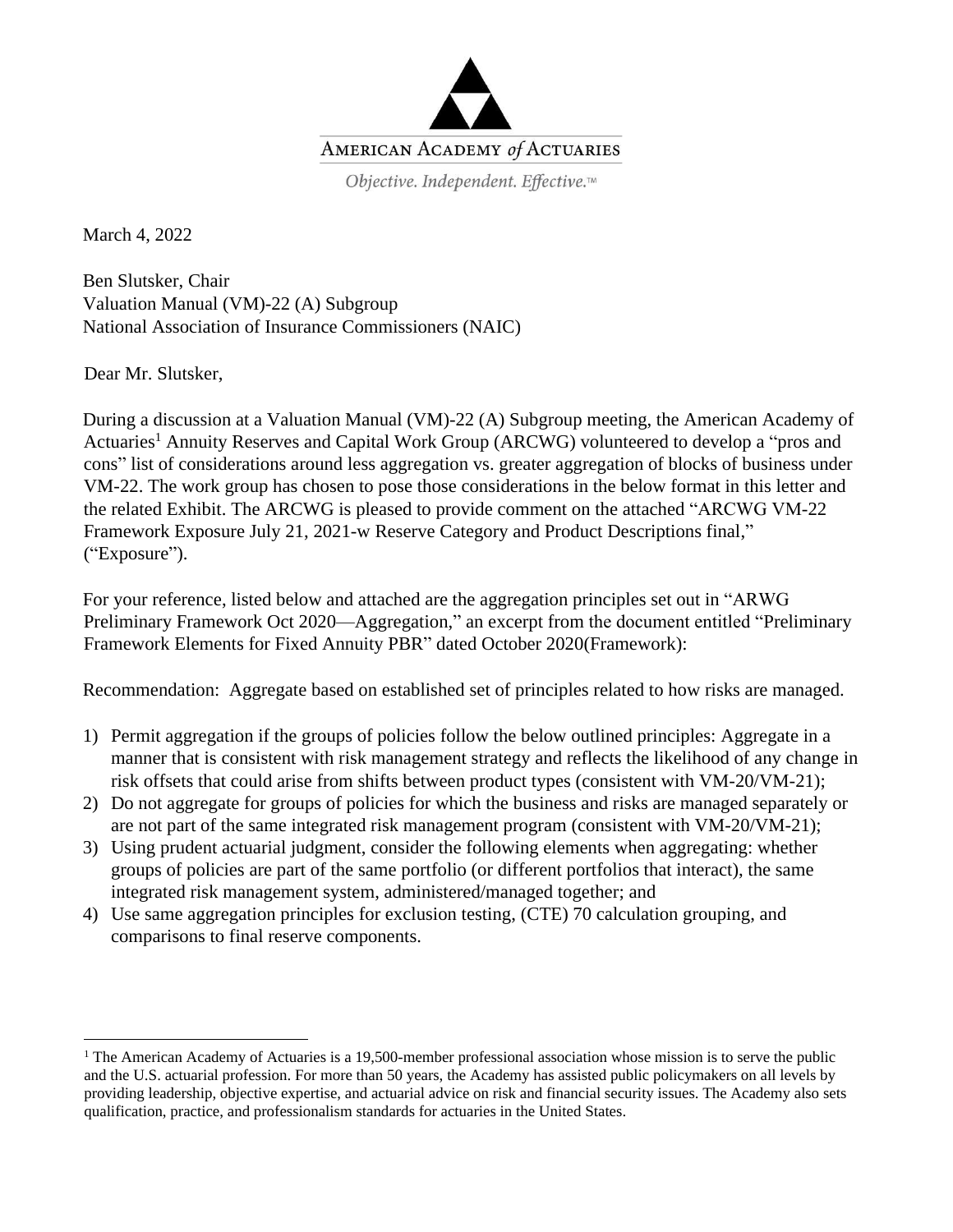AMERICAN ACADEMY *of* ACTUARIES

*Objective. Independent. Effective.™*

March 4, 2022

Ben Slutsker, Chair
Valuation Manual (VM)-22 (A) Subgroup
National Association of Insurance Commissioners (NAIC)

Dear Mr. Slutsker,

During a discussion at a Valuation Manual (VM)-22 (A) Subgroup meeting, the American Academy of Actuaries[1] Annuity Reserves and Capital Work Group (ARCWG) volunteered to develop a "pros and cons" list of considerations around less aggregation vs. greater aggregation of blocks of business under VM-22. The work group has chosen to pose those considerations in the below format in this letter and the related Exhibit. The ARCWG is pleased to provide comment on the attached "ARCWG VM-22 Framework Exposure July 21, 2021-w Reserve Category and Product Descriptions final," ("Exposure").

For your reference, listed below and attached are the aggregation principles set out in "ARWG Preliminary Framework Oct 2020—Aggregation," an excerpt from the document entitled "Preliminary Framework Elements for Fixed Annuity PBR" dated October 2020(Framework):

Recommendation: Aggregate based on established set of principles related to how risks are managed.

1) Permit aggregation if the groups of policies follow the below outlined principles: Aggregate in a manner that is consistent with risk management strategy and reflects the likelihood of any change in risk offsets that could arise from shifts between product types (consistent with VM-20/VM-21);
2) Do not aggregate for groups of policies for which the business and risks are managed separately or are not part of the same integrated risk management program (consistent with VM-20/VM-21);
3) Using prudent actuarial judgment, consider the following elements when aggregating: whether groups of policies are part of the same portfolio (or different portfolios that interact), the same integrated risk management system, administered/managed together; and
4) Use same aggregation principles for exclusion testing, (CTE) 70 calculation grouping, and comparisons to final reserve components.

[1] The American Academy of Actuaries is a 19,500-member professional association whose mission is to serve the public and the U.S. actuarial profession. For more than 50 years, the Academy has assisted public policymakers on all levels by providing leadership, objective expertise, and actuarial advice on risk and financial security issues. The Academy also sets qualification, practice, and professionalism standards for actuaries in the United States.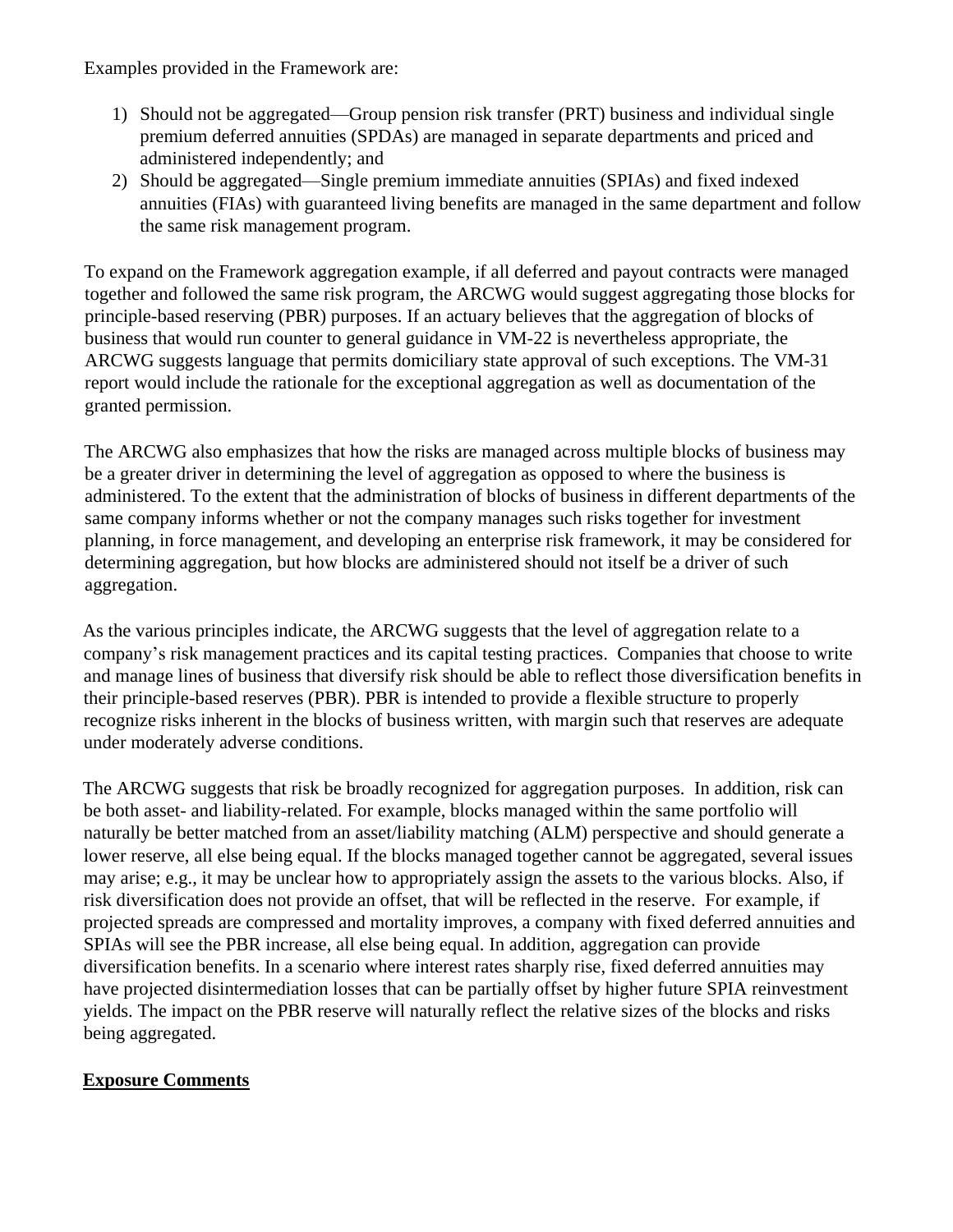Examples provided in the Framework are:

1) Should not be aggregated—Group pension risk transfer (PRT) business and individual single premium deferred annuities (SPDAs) are managed in separate departments and priced and administered independently; and
2) Should be aggregated—Single premium immediate annuities (SPIAs) and fixed indexed annuities (FIAs) with guaranteed living benefits are managed in the same department and follow the same risk management program.

To expand on the Framework aggregation example, if all deferred and payout contracts were managed together and followed the same risk program, the ARCWG would suggest aggregating those blocks for principle-based reserving (PBR) purposes. If an actuary believes that the aggregation of blocks of business that would run counter to general guidance in VM-22 is nevertheless appropriate, the ARCWG suggests language that permits domiciliary state approval of such exceptions. The VM-31 report would include the rationale for the exceptional aggregation as well as documentation of the granted permission.

The ARCWG also emphasizes that how the risks are managed across multiple blocks of business may be a greater driver in determining the level of aggregation as opposed to where the business is administered. To the extent that the administration of blocks of business in different departments of the same company informs whether or not the company manages such risks together for investment planning, in force management, and developing an enterprise risk framework, it may be considered for determining aggregation, but how blocks are administered should not itself be a driver of such aggregation.

As the various principles indicate, the ARCWG suggests that the level of aggregation relate to a company's risk management practices and its capital testing practices. Companies that choose to write and manage lines of business that diversify risk should be able to reflect those diversification benefits in their principle-based reserves (PBR). PBR is intended to provide a flexible structure to properly recognize risks inherent in the blocks of business written, with margin such that reserves are adequate under moderately adverse conditions.

The ARCWG suggests that risk be broadly recognized for aggregation purposes. In addition, risk can be both asset- and liability-related. For example, blocks managed within the same portfolio will naturally be better matched from an asset/liability matching (ALM) perspective and should generate a lower reserve, all else being equal. If the blocks managed together cannot be aggregated, several issues may arise; e.g., it may be unclear how to appropriately assign the assets to the various blocks. Also, if risk diversification does not provide an offset, that will be reflected in the reserve. For example, if projected spreads are compressed and mortality improves, a company with fixed deferred annuities and SPIAs will see the PBR increase, all else being equal. In addition, aggregation can provide diversification benefits. In a scenario where interest rates sharply rise, fixed deferred annuities may have projected disintermediation losses that can be partially offset by higher future SPIA reinvestment yields. The impact on the PBR reserve will naturally reflect the relative sizes of the blocks and risks being aggregated.

**Exposure Comments**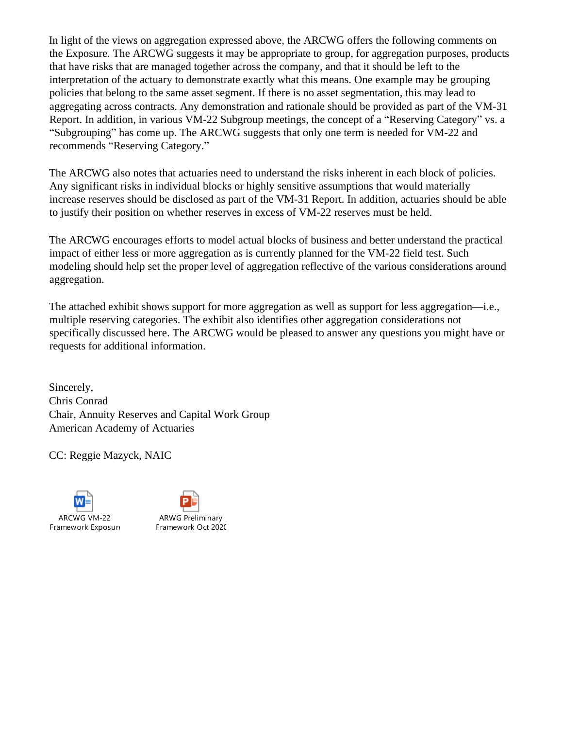In light of the views on aggregation expressed above, the ARCWG offers the following comments on the Exposure. The ARCWG suggests it may be appropriate to group, for aggregation purposes, products that have risks that are managed together across the company, and that it should be left to the interpretation of the actuary to demonstrate exactly what this means. One example may be grouping policies that belong to the same asset segment. If there is no asset segmentation, this may lead to aggregating across contracts. Any demonstration and rationale should be provided as part of the VM-31 Report. In addition, in various VM-22 Subgroup meetings, the concept of a "Reserving Category" vs. a "Subgrouping" has come up. The ARCWG suggests that only one term is needed for VM-22 and recommends "Reserving Category."

The ARCWG also notes that actuaries need to understand the risks inherent in each block of policies. Any significant risks in individual blocks or highly sensitive assumptions that would materially increase reserves should be disclosed as part of the VM-31 Report. In addition, actuaries should be able to justify their position on whether reserves in excess of VM-22 reserves must be held.

The ARCWG encourages efforts to model actual blocks of business and better understand the practical impact of either less or more aggregation as is currently planned for the VM-22 field test. Such modeling should help set the proper level of aggregation reflective of the various considerations around aggregation.

The attached exhibit shows support for more aggregation as well as support for less aggregation—i.e., multiple reserving categories. The exhibit also identifies other aggregation considerations not specifically discussed here. The ARCWG would be pleased to answer any questions you might have or requests for additional information.

Sincerely,
Chris Conrad
Chair, Annuity Reserves and Capital Work Group
American Academy of Actuaries

CC: Reggie Mazyck, NAIC

ARCWG VM-22 Framework Exposure

ARWG Preliminary Framework Oct 2020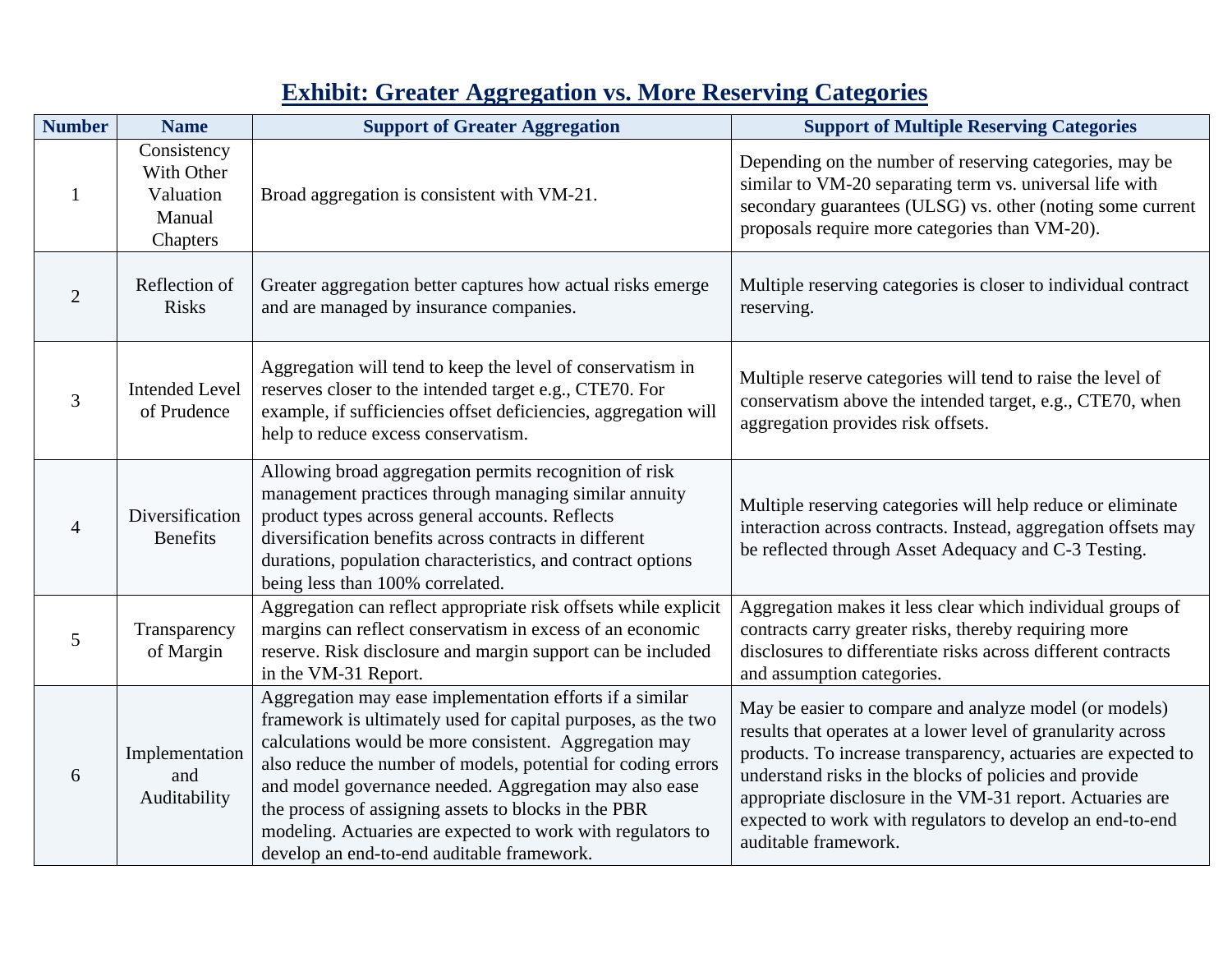# Exhibit: Greater Aggregation vs. More Reserving Categories

| Number | Name | Support of Greater Aggregation | Support of Multiple Reserving Categories |
|---|---|---|---|
| 1 | Consistency With Other Valuation Manual Chapters | Broad aggregation is consistent with VM-21. | Depending on the number of reserving categories, may be similar to VM-20 separating term vs. universal life with secondary guarantees (ULSG) vs. other (noting some current proposals require more categories than VM-20). |
| 2 | Reflection of Risks | Greater aggregation better captures how actual risks emerge and are managed by insurance companies. | Multiple reserving categories is closer to individual contract reserving. |
| 3 | Intended Level of Prudence | Aggregation will tend to keep the level of conservatism in reserves closer to the intended target e.g., CTE70. For example, if sufficiencies offset deficiencies, aggregation will help to reduce excess conservatism. | Multiple reserve categories will tend to raise the level of conservatism above the intended target, e.g., CTE70, when aggregation provides risk offsets. |
| 4 | Diversification Benefits | Allowing broad aggregation permits recognition of risk management practices through managing similar annuity product types across general accounts. Reflects diversification benefits across contracts in different durations, population characteristics, and contract options being less than 100% correlated. | Multiple reserving categories will help reduce or eliminate interaction across contracts. Instead, aggregation offsets may be reflected through Asset Adequacy and C-3 Testing. |
| 5 | Transparency of Margin | Aggregation can reflect appropriate risk offsets while explicit margins can reflect conservatism in excess of an economic reserve. Risk disclosure and margin support can be included in the VM-31 Report. | Aggregation makes it less clear which individual groups of contracts carry greater risks, thereby requiring more disclosures to differentiate risks across different contracts and assumption categories. |
| 6 | Implementation and Auditability | Aggregation may ease implementation efforts if a similar framework is ultimately used for capital purposes, as the two calculations would be more consistent. Aggregation may also reduce the number of models, potential for coding errors and model governance needed. Aggregation may also ease the process of assigning assets to blocks in the PBR modeling. Actuaries are expected to work with regulators to develop an end-to-end auditable framework. | May be easier to compare and analyze model (or models) results that operates at a lower level of granularity across products. To increase transparency, actuaries are expected to understand risks in the blocks of policies and provide appropriate disclosure in the VM-31 report. Actuaries are expected to work with regulators to develop an end-to-end auditable framework. |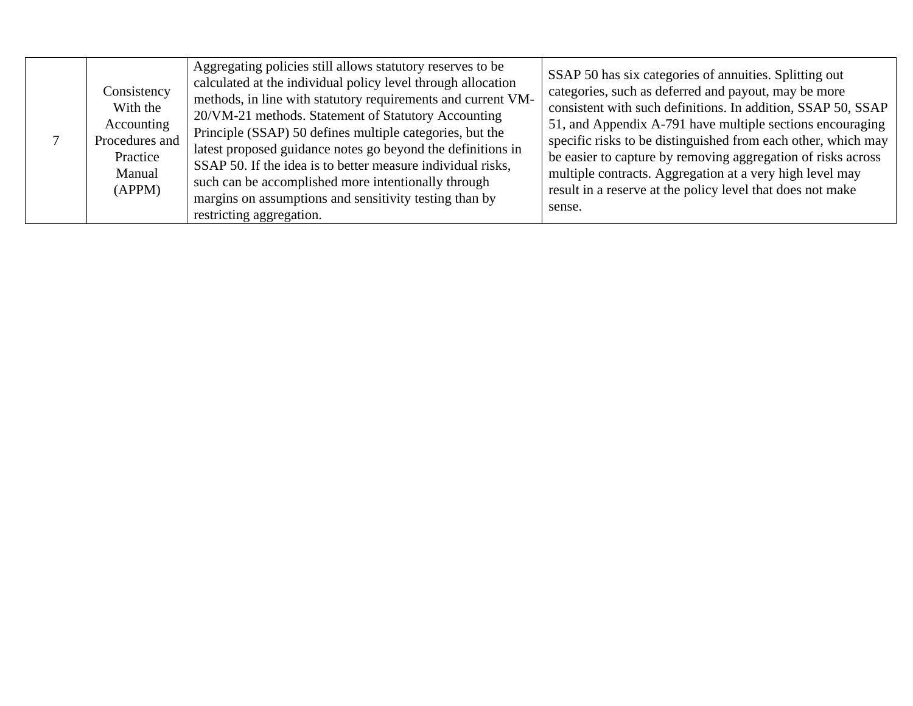| | | | |
|---|---|---|---|
| 7 | Consistency With the Accounting Procedures and Practice Manual (APPM) | Aggregating policies still allows statutory reserves to be calculated at the individual policy level through allocation methods, in line with statutory requirements and current VM-20/VM-21 methods. Statement of Statutory Accounting Principle (SSAP) 50 defines multiple categories, but the latest proposed guidance notes go beyond the definitions in SSAP 50. If the idea is to better measure individual risks, such can be accomplished more intentionally through margins on assumptions and sensitivity testing than by restricting aggregation. | SSAP 50 has six categories of annuities. Splitting out categories, such as deferred and payout, may be more consistent with such definitions. In addition, SSAP 50, SSAP 51, and Appendix A-791 have multiple sections encouraging specific risks to be distinguished from each other, which may be easier to capture by removing aggregation of risks across multiple contracts. Aggregation at a very high level may result in a reserve at the policy level that does not make sense. |